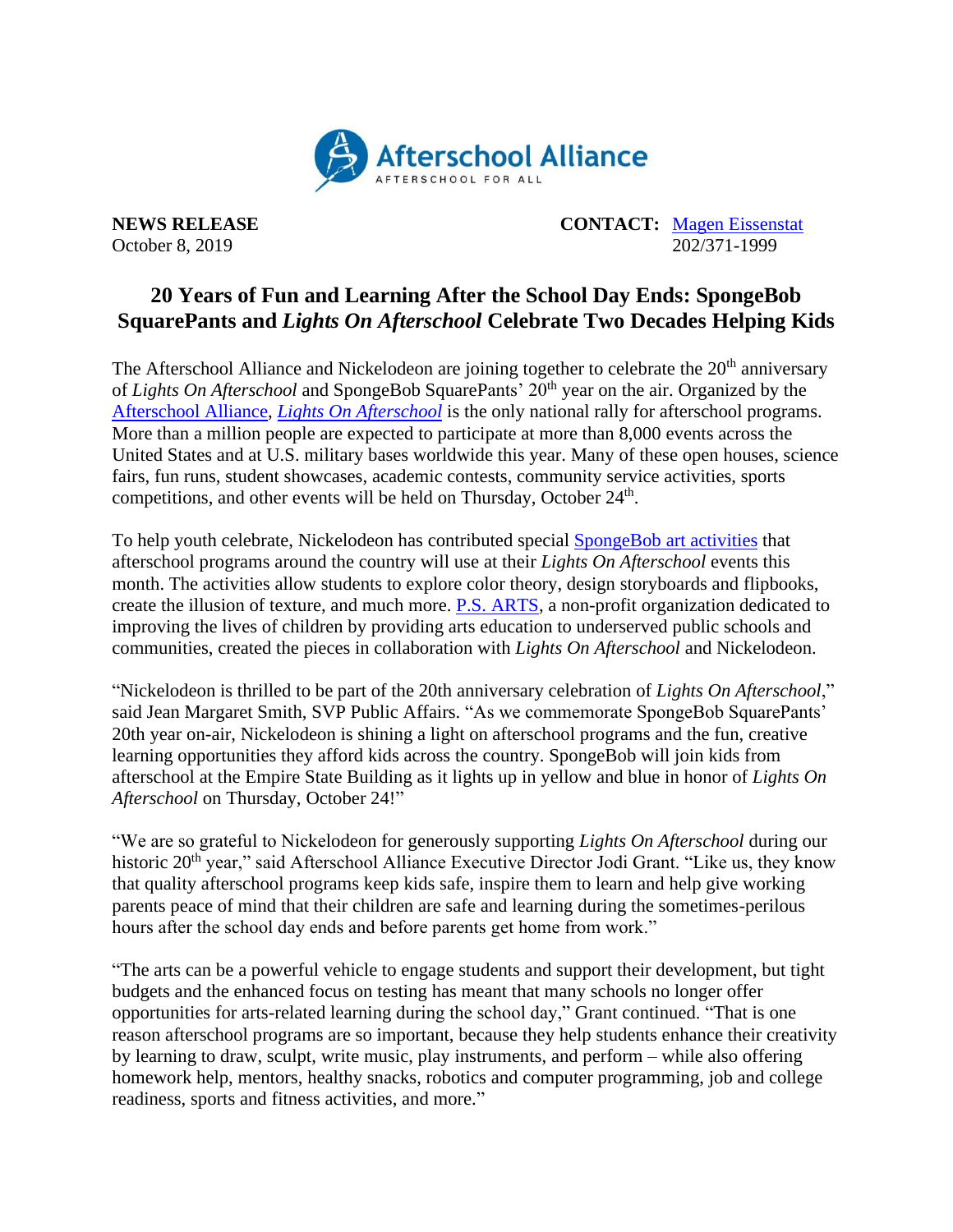Afterschool Alliance
AFTERSCHOOL FOR ALL

**NEWS RELEASE** **CONTACT:** Magen Eissenstat
October 8, 2019 202/371-1999

# 20 Years of Fun and Learning After the School Day Ends: SpongeBob SquarePants and *Lights On Afterschool* Celebrate Two Decades Helping Kids

The Afterschool Alliance and Nickelodeon are joining together to celebrate the 20th anniversary of *Lights On Afterschool* and SpongeBob SquarePants' 20th year on the air. Organized by the Afterschool Alliance, *Lights On Afterschool* is the only national rally for afterschool programs. More than a million people are expected to participate at more than 8,000 events across the United States and at U.S. military bases worldwide this year. Many of these open houses, science fairs, fun runs, student showcases, academic contests, community service activities, sports competitions, and other events will be held on Thursday, October 24th.

To help youth celebrate, Nickelodeon has contributed special SpongeBob art activities that afterschool programs around the country will use at their *Lights On Afterschool* events this month. The activities allow students to explore color theory, design storyboards and flipbooks, create the illusion of texture, and much more. P.S. ARTS, a non-profit organization dedicated to improving the lives of children by providing arts education to underserved public schools and communities, created the pieces in collaboration with *Lights On Afterschool* and Nickelodeon.

"Nickelodeon is thrilled to be part of the 20th anniversary celebration of *Lights On Afterschool*," said Jean Margaret Smith, SVP Public Affairs. "As we commemorate SpongeBob SquarePants' 20th year on-air, Nickelodeon is shining a light on afterschool programs and the fun, creative learning opportunities they afford kids across the country. SpongeBob will join kids from afterschool at the Empire State Building as it lights up in yellow and blue in honor of *Lights On Afterschool* on Thursday, October 24!"

"We are so grateful to Nickelodeon for generously supporting *Lights On Afterschool* during our historic 20th year," said Afterschool Alliance Executive Director Jodi Grant. "Like us, they know that quality afterschool programs keep kids safe, inspire them to learn and help give working parents peace of mind that their children are safe and learning during the sometimes-perilous hours after the school day ends and before parents get home from work."

"The arts can be a powerful vehicle to engage students and support their development, but tight budgets and the enhanced focus on testing has meant that many schools no longer offer opportunities for arts-related learning during the school day," Grant continued. "That is one reason afterschool programs are so important, because they help students enhance their creativity by learning to draw, sculpt, write music, play instruments, and perform – while also offering homework help, mentors, healthy snacks, robotics and computer programming, job and college readiness, sports and fitness activities, and more."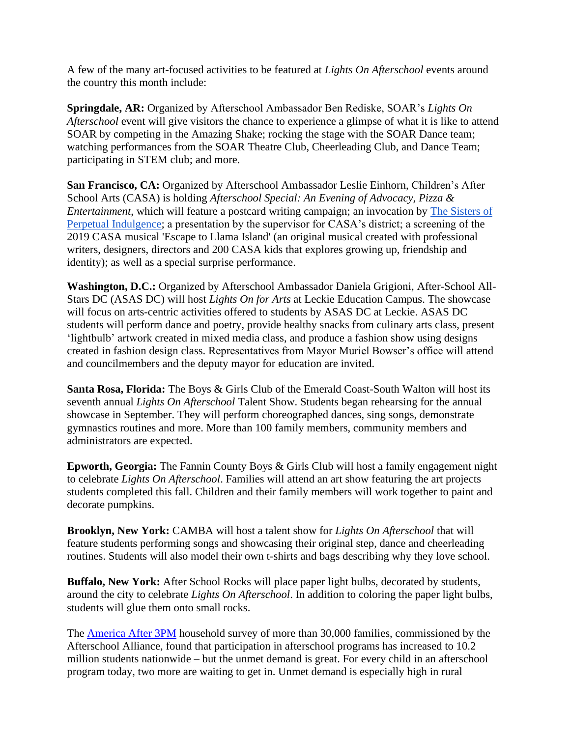A few of the many art-focused activities to be featured at *Lights On Afterschool* events around the country this month include:

**Springdale, AR:** Organized by Afterschool Ambassador Ben Rediske, SOAR's *Lights On Afterschool* event will give visitors the chance to experience a glimpse of what it is like to attend SOAR by competing in the Amazing Shake; rocking the stage with the SOAR Dance team; watching performances from the SOAR Theatre Club, Cheerleading Club, and Dance Team; participating in STEM club; and more.

**San Francisco, CA:** Organized by Afterschool Ambassador Leslie Einhorn, Children's After School Arts (CASA) is holding *Afterschool Special: An Evening of Advocacy, Pizza & Entertainment*, which will feature a postcard writing campaign; an invocation by [The Sisters of Perpetual Indulgence]; a presentation by the supervisor for CASA's district; a screening of the 2019 CASA musical 'Escape to Llama Island' (an original musical created with professional writers, designers, directors and 200 CASA kids that explores growing up, friendship and identity); as well as a special surprise performance.

**Washington, D.C.:** Organized by Afterschool Ambassador Daniela Grigioni, After-School All-Stars DC (ASAS DC) will host *Lights On for Arts* at Leckie Education Campus. The showcase will focus on arts-centric activities offered to students by ASAS DC at Leckie. ASAS DC students will perform dance and poetry, provide healthy snacks from culinary arts class, present 'lightbulb' artwork created in mixed media class, and produce a fashion show using designs created in fashion design class. Representatives from Mayor Muriel Bowser's office will attend and councilmembers and the deputy mayor for education are invited.

**Santa Rosa, Florida:** The Boys & Girls Club of the Emerald Coast-South Walton will host its seventh annual *Lights On Afterschool* Talent Show. Students began rehearsing for the annual showcase in September. They will perform choreographed dances, sing songs, demonstrate gymnastics routines and more. More than 100 family members, community members and administrators are expected.

**Epworth, Georgia:** The Fannin County Boys & Girls Club will host a family engagement night to celebrate *Lights On Afterschool*. Families will attend an art show featuring the art projects students completed this fall. Children and their family members will work together to paint and decorate pumpkins.

**Brooklyn, New York:** CAMBA will host a talent show for *Lights On Afterschool* that will feature students performing songs and showcasing their original step, dance and cheerleading routines. Students will also model their own t-shirts and bags describing why they love school.

**Buffalo, New York:** After School Rocks will place paper light bulbs, decorated by students, around the city to celebrate *Lights On Afterschool*. In addition to coloring the paper light bulbs, students will glue them onto small rocks.

The [America After 3PM] household survey of more than 30,000 families, commissioned by the Afterschool Alliance, found that participation in afterschool programs has increased to 10.2 million students nationwide – but the unmet demand is great. For every child in an afterschool program today, two more are waiting to get in. Unmet demand is especially high in rural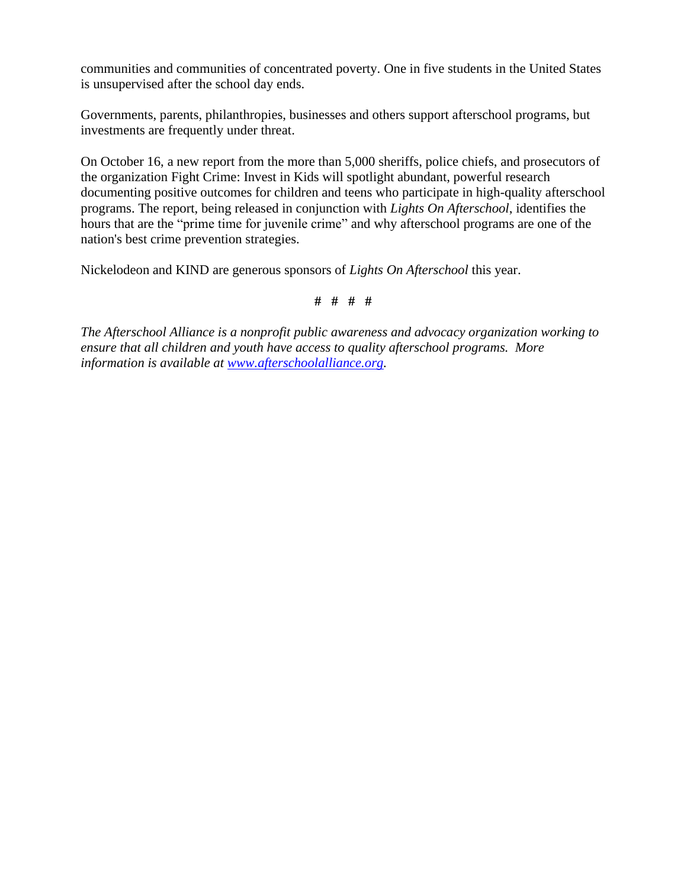communities and communities of concentrated poverty. One in five students in the United States is unsupervised after the school day ends.

Governments, parents, philanthropies, businesses and others support afterschool programs, but investments are frequently under threat.

On October 16, a new report from the more than 5,000 sheriffs, police chiefs, and prosecutors of the organization Fight Crime: Invest in Kids will spotlight abundant, powerful research documenting positive outcomes for children and teens who participate in high-quality afterschool programs. The report, being released in conjunction with *Lights On Afterschool*, identifies the hours that are the "prime time for juvenile crime" and why afterschool programs are one of the nation's best crime prevention strategies.

Nickelodeon and KIND are generous sponsors of *Lights On Afterschool* this year.

# # # #

*The Afterschool Alliance is a nonprofit public awareness and advocacy organization working to ensure that all children and youth have access to quality afterschool programs. More information is available at [www.afterschoolalliance.org](http://www.afterschoolalliance.org).*